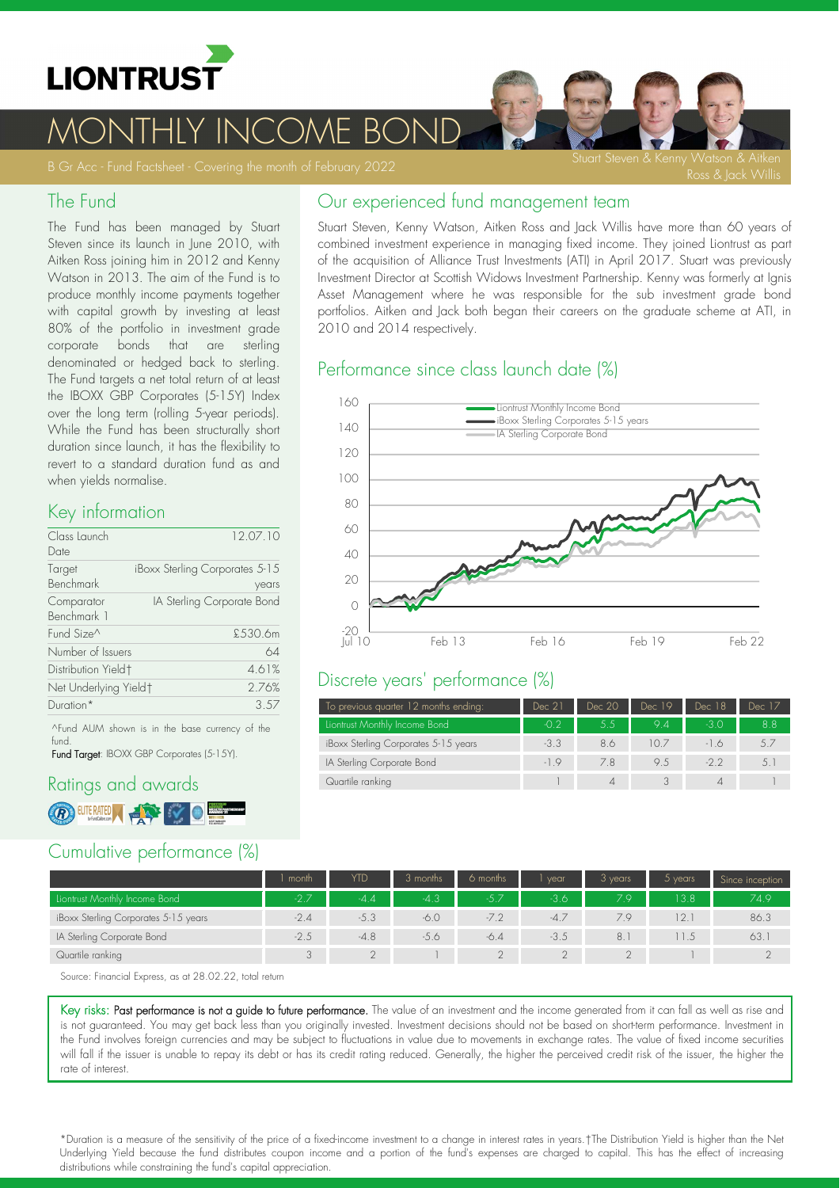# LIONTRUST

# MONTHLY INCOME BOND

B Gr Acc - Fund Factsheet - Covering the month of February 2022

Stuart Steven & Kenny Watson & Aitken Ross & Jack Willis

## The Fund

The Fund has been managed by Stuart Steven since its launch in June 2010, with Aitken Ross joining him in 2012 and Kenny Watson in 2013. The aim of the Fund is to produce monthly income payments together with capital growth by investing at least 80% of the portfolio in investment grade corporate bonds that are sterling denominated or hedged back to sterling. The Fund targets a net total return of at least the IBOXX GBP Corporates (5-15Y) Index over the long term (rolling 5-year periods). While the Fund has been structurally short duration since launch, it has the flexibility to revert to a standard duration fund as and when yields normalise.

## Key information

| | |
|---|---|
| Class Launch Date | 12.07.10 |
| Target Benchmark | iBoxx Sterling Corporates 5-15 years |
| Comparator Benchmark 1 | IA Sterling Corporate Bond |
| Fund Size^ | £530.6m |
| Number of Issuers | 64 |
| Distribution Yield† | 4.61% |
| Net Underlying Yield† | 2.76% |
| Duration* | 3.57 |

^Fund AUM shown is in the base currency of the fund.

**Fund Target**: IBOXX GBP Corporates (5-15Y).

## Ratings and awards

## Our experienced fund management team

Stuart Steven, Kenny Watson, Aitken Ross and Jack Willis have more than 60 years of combined investment experience in managing fixed income. They joined Liontrust as part of the acquisition of Alliance Trust Investments (ATI) in April 2017. Stuart was previously Investment Director at Scottish Widows Investment Partnership. Kenny was formerly at Ignis Asset Management where he was responsible for the sub investment grade bond portfolios. Aitken and Jack both began their careers on the graduate scheme at ATI, in 2010 and 2014 respectively.

## Performance since class launch date (%)

Legend: Liontrust Monthly Income Bond; iBoxx Sterling Corporates 5-15 years; IA Sterling Corporate Bond

X-axis: Jul 10, Feb 13, Feb 16, Feb 19, Feb 22. Y-axis: -20 to 160.

## Discrete years' performance (%)

| To previous quarter 12 months ending: | Dec 21 | Dec 20 | Dec 19 | Dec 18 | Dec 17 |
|---|---|---|---|---|---|
| Liontrust Monthly Income Bond | -0.2 | 5.5 | 9.4 | -3.0 | 8.8 |
| iBoxx Sterling Corporates 5-15 years | -3.3 | 8.6 | 10.7 | -1.6 | 5.7 |
| IA Sterling Corporate Bond | -1.9 | 7.8 | 9.5 | -2.2 | 5.1 |
| Quartile ranking | 1 | 4 | 3 | 4 | 1 |

## Cumulative performance (%)

| | 1 month | YTD | 3 months | 6 months | 1 year | 3 years | 5 years | Since inception |
|---|---|---|---|---|---|---|---|---|
| Liontrust Monthly Income Bond | -2.7 | -4.4 | -4.3 | -5.7 | -3.6 | 7.9 | 13.8 | 74.9 |
| iBoxx Sterling Corporates 5-15 years | -2.4 | -5.3 | -6.0 | -7.2 | -4.7 | 7.9 | 12.1 | 86.3 |
| IA Sterling Corporate Bond | -2.5 | -4.8 | -5.6 | -6.4 | -3.5 | 8.1 | 11.5 | 63.1 |
| Quartile ranking | 3 | 2 | 1 | 2 | 2 | 2 | 1 | 2 |

Source: Financial Express, as at 28.02.22, total return

**Key risks: Past performance is not a guide to future performance.** The value of an investment and the income generated from it can fall as well as rise and is not guaranteed. You may get back less than you originally invested. Investment decisions should not be based on short-term performance. Investment in the Fund involves foreign currencies and may be subject to fluctuations in value due to movements in exchange rates. The value of fixed income securities will fall if the issuer is unable to repay its debt or has its credit rating reduced. Generally, the higher the perceived credit risk of the issuer, the higher the rate of interest.

*Duration is a measure of the sensitivity of the price of a fixed-income investment to a change in interest rates in years. †The Distribution Yield is higher than the Net Underlying Yield because the fund distributes coupon income and a portion of the fund's expenses are charged to capital. This has the effect of increasing distributions while constraining the fund's capital appreciation.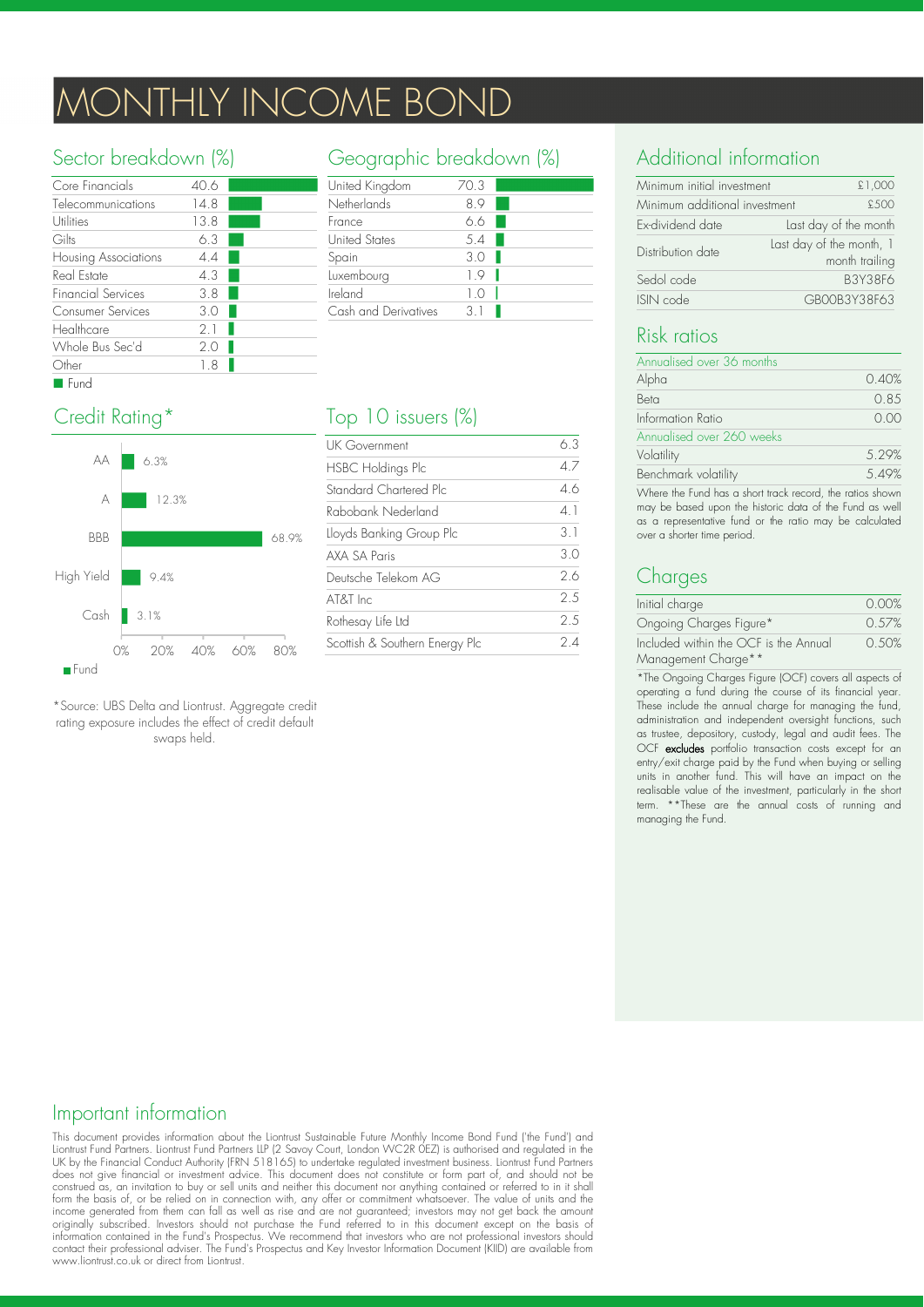# MONTHLY INCOME BOND

## Sector breakdown (%)

| | |
|---|---|
| Core Financials | 40.6 |
| Telecommunications | 14.8 |
| Utilities | 13.8 |
| Gilts | 6.3 |
| Housing Associations | 4.4 |
| Real Estate | 4.3 |
| Financial Services | 3.8 |
| Consumer Services | 3.0 |
| Healthcare | 2.1 |
| Whole Bus Sec'd | 2.0 |
| Other | 1.8 |

Fund

## Geographic breakdown (%)

| | |
|---|---|
| United Kingdom | 70.3 |
| Netherlands | 8.9 |
| France | 6.6 |
| United States | 5.4 |
| Spain | 3.0 |
| Luxembourg | 1.9 |
| Ireland | 1.0 |
| Cash and Derivatives | 3.1 |

## Credit Rating*

AA 6.3%

A 12.3%

BBB 68.9%

High Yield 9.4%

Cash 3.1%

0% 20% 40% 60% 80%

Fund

*Source: UBS Delta and Liontrust. Aggregate credit rating exposure includes the effect of credit default swaps held.

## Top 10 issuers (%)

| | |
|---|---|
| UK Government | 6.3 |
| HSBC Holdings Plc | 4.7 |
| Standard Chartered Plc | 4.6 |
| Rabobank Nederland | 4.1 |
| Lloyds Banking Group Plc | 3.1 |
| AXA SA Paris | 3.0 |
| Deutsche Telekom AG | 2.6 |
| AT&T Inc | 2.5 |
| Rothesay Life Ltd | 2.5 |
| Scottish & Southern Energy Plc | 2.4 |

## Additional information

| | |
|---|---|
| Minimum initial investment | £1,000 |
| Minimum additional investment | £500 |
| Ex-dividend date | Last day of the month |
| Distribution date | Last day of the month, 1 month trailing |
| Sedol code | B3Y38F6 |
| ISIN code | GB00B3Y38F63 |

## Risk ratios

| | |
|---|---|
| *Annualised over 36 months* | |
| Alpha | 0.40% |
| Beta | 0.85 |
| Information Ratio | 0.00 |
| *Annualised over 260 weeks* | |
| Volatility | 5.29% |
| Benchmark volatility | 5.49% |

Where the Fund has a short track record, the ratios shown may be based upon the historic data of the Fund as well as a representative fund or the ratio may be calculated over a shorter time period.

## Charges

| | |
|---|---|
| Initial charge | 0.00% |
| Ongoing Charges Figure* | 0.57% |
| Included within the OCF is the Annual Management Charge** | 0.50% |

*The Ongoing Charges Figure (OCF) covers all aspects of operating a fund during the course of its financial year. These include the annual charge for managing the fund, administration and independent oversight functions, such as trustee, depository, custody, legal and audit fees. The OCF **excludes** portfolio transaction costs except for an entry/exit charge paid by the Fund when buying or selling units in another fund. This will have an impact on the realisable value of the investment, particularly in the short term. **These are the annual costs of running and managing the Fund.

## Important information

This document provides information about the Liontrust Sustainable Future Monthly Income Bond Fund ('the Fund') and Liontrust Fund Partners. Liontrust Fund Partners LLP (2 Savoy Court, London WC2R 0EZ) is authorised and regulated in the UK by the Financial Conduct Authority (FRN 518165) to undertake regulated investment business. Liontrust Fund Partners does not give financial or investment advice. This document does not constitute or form part of, and should not be construed as, an invitation to buy or sell units and neither this document nor anything contained or referred to in it shall form the basis of, or be relied on in connection with, any offer or commitment whatsoever. The value of units and the income generated from them can fall as well as rise and are not guaranteed; investors may not get back the amount originally subscribed. Investors should not purchase the Fund referred to in this document except on the basis of information contained in the Fund's Prospectus. We recommend that investors who are not professional investors should contact their professional adviser. The Fund's Prospectus and Key Investor Information Document (KIID) are available from www.liontrust.co.uk or direct from Liontrust.